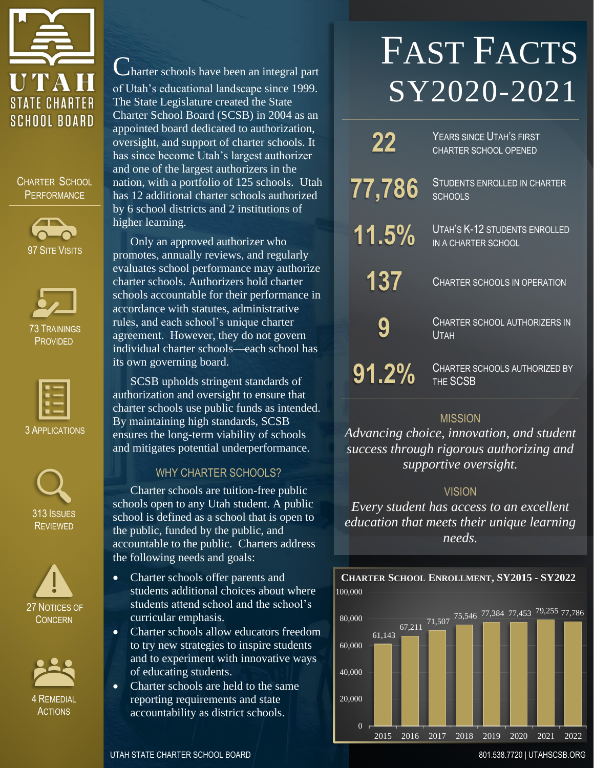# UTAH STATE CHARTER SCHOOL BOARD

## Charter School Performance

97 Site Visits

73 Trainings Provided

3 Applications

313 Issues Reviewed

27 Notices of Concern

4 Remedial Actions

Charter schools have been an integral part of Utah's educational landscape since 1999. The State Legislature created the State Charter School Board (SCSB) in 2004 as an appointed board dedicated to authorization, oversight, and support of charter schools. It has since become Utah's largest authorizer and one of the largest authorizers in the nation, with a portfolio of 125 schools. Utah has 12 additional charter schools authorized by 6 school districts and 2 institutions of higher learning.

Only an approved authorizer who promotes, annually reviews, and regularly evaluates school performance may authorize charter schools. Authorizers hold charter schools accountable for their performance in accordance with statutes, administrative rules, and each school's unique charter agreement. However, they do not govern individual charter schools—each school has its own governing board.

SCSB upholds stringent standards of authorization and oversight to ensure that charter schools use public funds as intended. By maintaining high standards, SCSB ensures the long-term viability of schools and mitigates potential underperformance.

## WHY CHARTER SCHOOLS?

Charter schools are tuition-free public schools open to any Utah student. A public school is defined as a school that is open to the public, funded by the public, and accountable to the public. Charters address the following needs and goals:

- Charter schools offer parents and students additional choices about where students attend school and the school's curricular emphasis.
- Charter schools allow educators freedom to try new strategies to inspire students and to experiment with innovative ways of educating students.
- Charter schools are held to the same reporting requirements and state accountability as district schools.

# FAST FACTS SY2020-2021

| | |
|---|---|
| **22** | Years since Utah's first charter school opened |
| **77,786** | Students enrolled in charter schools |
| **11.5%** | Utah's K-12 students enrolled in a charter school |
| **137** | Charter schools in operation |
| **9** | Charter school authorizers in Utah |
| **91.2%** | Charter schools authorized by the SCSB |

## MISSION

*Advancing choice, innovation, and student success through rigorous authorizing and supportive oversight.*

## VISION

*Every student has access to an excellent education that meets their unique learning needs.*

**Charter School Enrollment, SY2015 - SY2022**

| Year | Enrollment |
|---|---|
| 2015 | 61,143 |
| 2016 | 67,211 |
| 2017 | 71,507 |
| 2018 | 75,546 |
| 2019 | 77,384 |
| 2020 | 77,453 |
| 2021 | 79,255 |
| 2022 | 77,786 |

UTAH STATE CHARTER SCHOOL BOARD

801.538.7720 | UTAHSCSB.ORG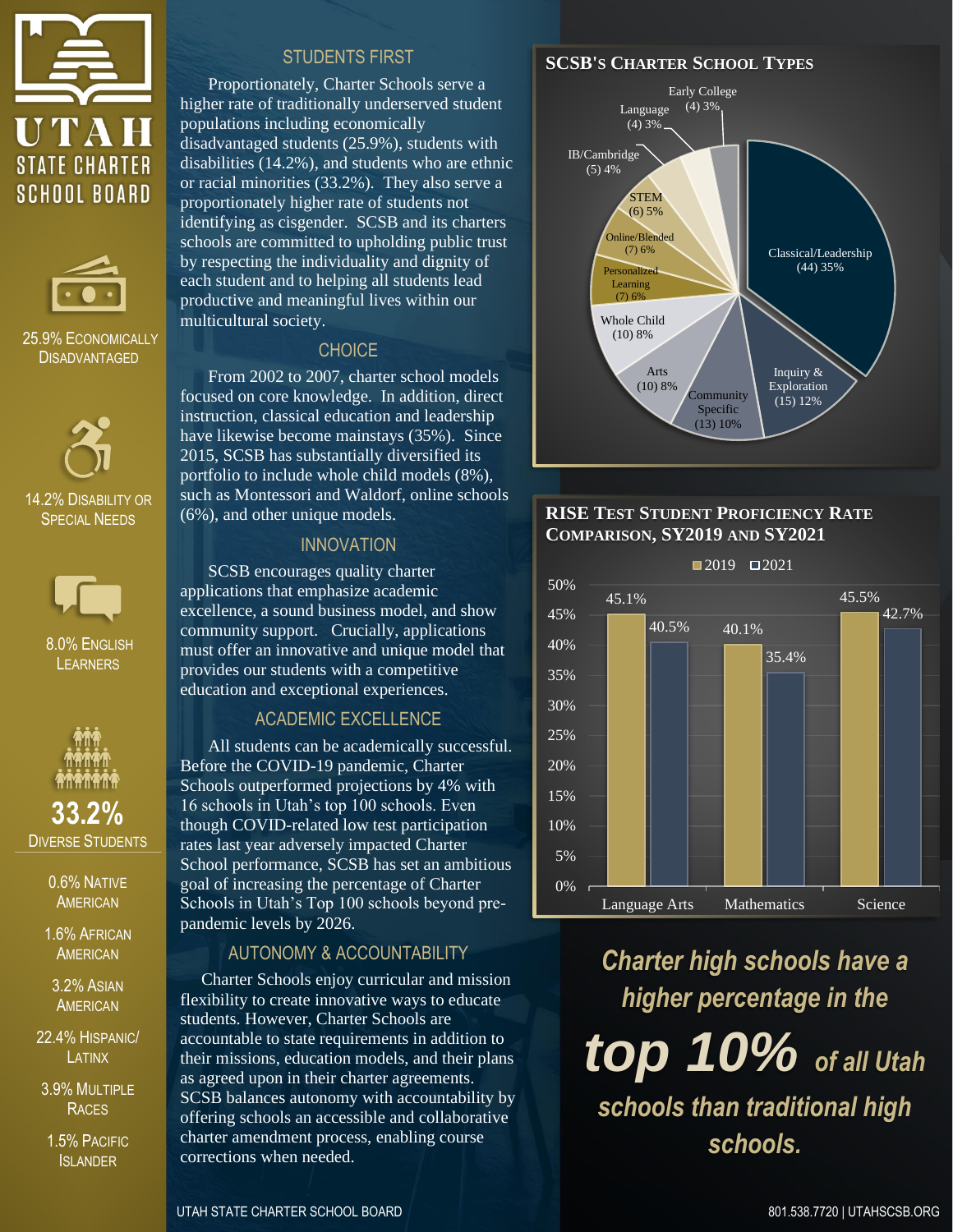# UTAH STATE CHARTER SCHOOL BOARD

25.9% Economically Disadvantaged

14.2% Disability or Special Needs

8.0% English Learners

**33.2%**
Diverse Students

0.6% Native American

1.6% African American

3.2% Asian American

22.4% Hispanic/ Latinx

3.9% Multiple Races

1.5% Pacific Islander

## STUDENTS FIRST

Proportionately, Charter Schools serve a higher rate of traditionally underserved student populations including economically disadvantaged students (25.9%), students with disabilities (14.2%), and students who are ethnic or racial minorities (33.2%). They also serve a proportionately higher rate of students not identifying as cisgender. SCSB and its charters schools are committed to upholding public trust by respecting the individuality and dignity of each student and to helping all students lead productive and meaningful lives within our multicultural society.

## CHOICE

From 2002 to 2007, charter school models focused on core knowledge. In addition, direct instruction, classical education and leadership have likewise become mainstays (35%). Since 2015, SCSB has substantially diversified its portfolio to include whole child models (8%), such as Montessori and Waldorf, online schools (6%), and other unique models.

## INNOVATION

SCSB encourages quality charter applications that emphasize academic excellence, a sound business model, and show community support. Crucially, applications must offer an innovative and unique model that provides our students with a competitive education and exceptional experiences.

## ACADEMIC EXCELLENCE

All students can be academically successful. Before the COVID-19 pandemic, Charter Schools outperformed projections by 4% with 16 schools in Utah's top 100 schools. Even though COVID-related low test participation rates last year adversely impacted Charter School performance, SCSB has set an ambitious goal of increasing the percentage of Charter Schools in Utah's Top 100 schools beyond pre-pandemic levels by 2026.

## AUTONOMY & ACCOUNTABILITY

Charter Schools enjoy curricular and mission flexibility to create innovative ways to educate students. However, Charter Schools are accountable to state requirements in addition to their missions, education models, and their plans as agreed upon in their charter agreements. SCSB balances autonomy with accountability by offering schools an accessible and collaborative charter amendment process, enabling course corrections when needed.

## SCSB's Charter School Types

Classical/Leadership (44) 35%
Inquiry & Exploration (15) 12%
Community Specific (13) 10%
Arts (10) 8%
Whole Child (10) 8%
Personalized Learning (7) 6%
Online/Blended (7) 6%
STEM (6) 5%
IB/Cambridge (5) 4%
Language (4) 3%
Early College (4) 3%

## RISE Test Student Proficiency Rate Comparison, SY2019 and SY2021

2019 2021

0% 5% 10% 15% 20% 25% 30% 35% 40% 45% 50%

Language Arts: 45.1% 40.5%
Mathematics: 40.1% 35.4%
Science: 45.5% 42.7%

***Charter high schools have a higher percentage in the top 10% of all Utah schools than traditional high schools.***